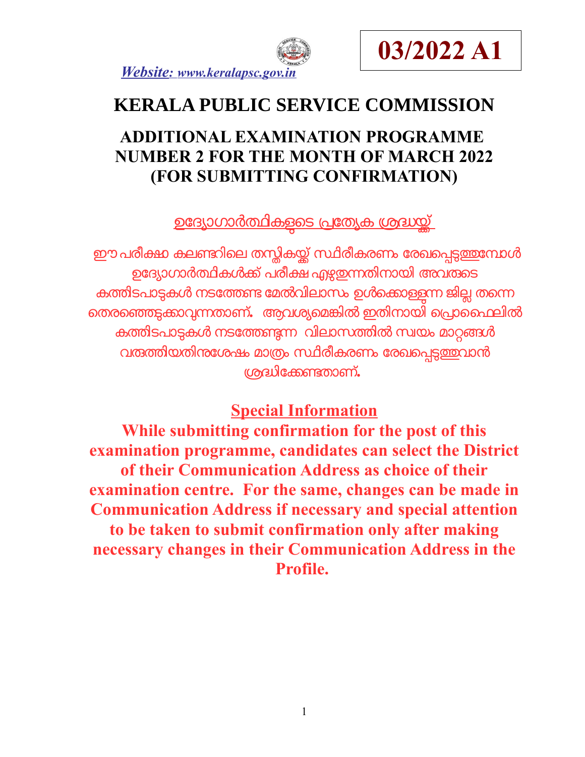**03/2022 A1**

*Website: www.keralapsc.gov.in*

# KERALA PUBLIC SERVICE COMMISSION

## ADDITIONAL EXAMINATION PROGRAMME NUMBER 2 FOR THE MONTH OF MARCH 2022 (FOR SUBMITTING CONFIRMATION)

**ഉദ്യോഗാർത്ഥികളുടെ പ്രത്യേക ശ്രദ്ധയ്ക്ക്**

**ഈ പരീക്ഷാ കലണ്ടറിലെ തസ്തികയ്ക്ക് സ്ഥിരീകരണം രേഖപ്പെടുത്തുമ്പോൾ ഉദ്യോഗാർത്ഥികൾക്ക് പരീക്ഷ എഴുതുന്നതിനായി അവരുടെ കത്തിടപാടുകൾ നടത്തേണ്ട മേൽവിലാസം ഉൾക്കൊള്ളുന്ന ജില്ല തന്നെ തെരഞ്ഞെടുക്കാവുന്നതാണ്. ആവശ്യമെങ്കിൽ ഇതിനായി പ്രൊഫൈലിൽ കത്തിടപാടുകൾ നടത്തേണ്ടുന്ന വിലാസത്തിൽ സ്വയം മാറ്റങ്ങൾ വരുത്തിയതിനുശേഷം മാത്രം സ്ഥിരീകരണം രേഖപ്പെടുത്തുവാൻ ശ്രദ്ധിക്കേണ്ടതാണ്.**

**Special Information**

**While submitting confirmation for the post of this examination programme, candidates can select the District of their Communication Address as choice of their examination centre. For the same, changes can be made in Communication Address if necessary and special attention to be taken to submit confirmation only after making necessary changes in their Communication Address in the Profile.**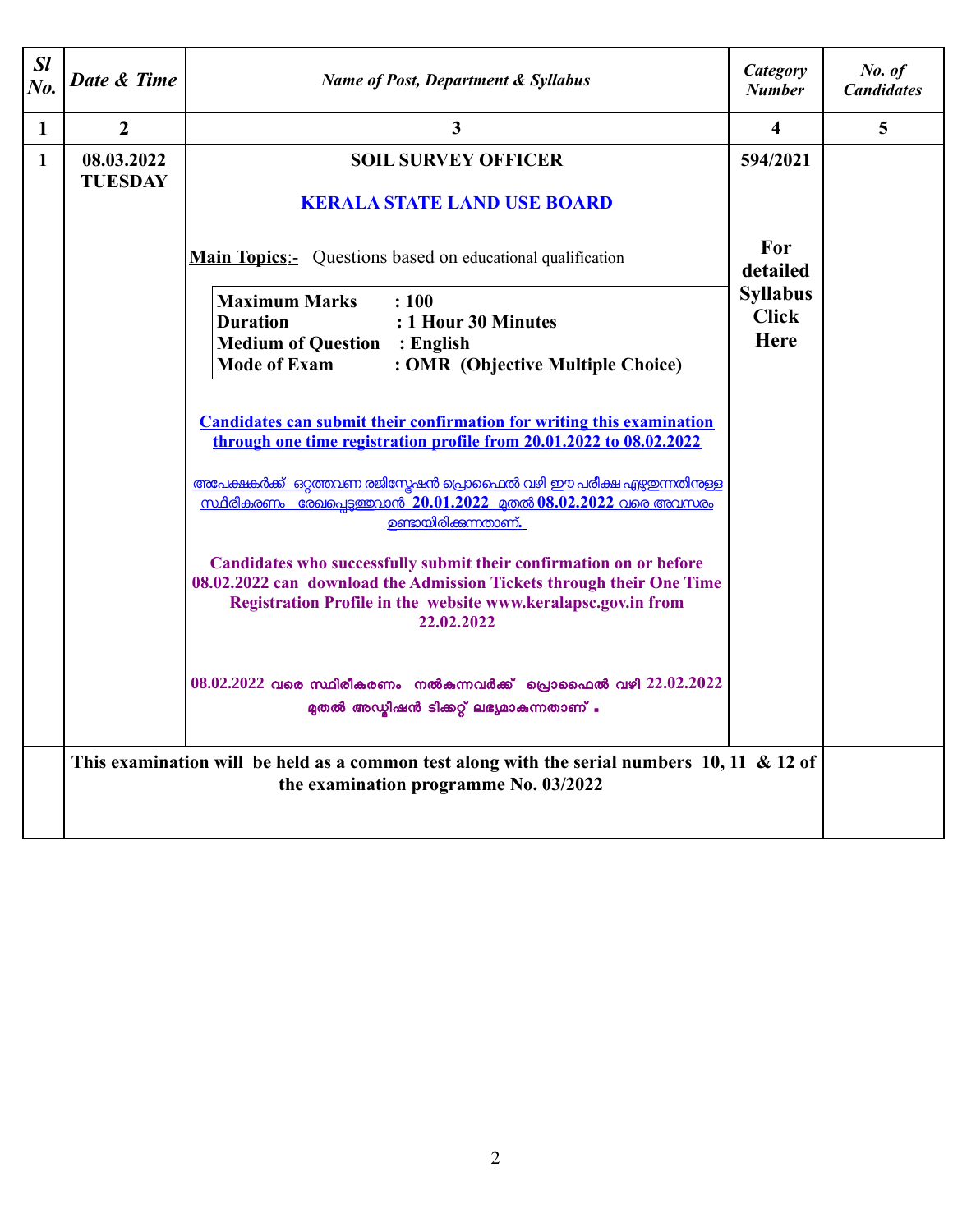| Sl No. | Date & Time | Name of Post, Department & Syllabus | Category Number | No. of Candidates |
|---|---|---|---|---|
| 1 | 2 | 3 | 4 | 5 |
| 1 | 08.03.2022 TUESDAY | **SOIL SURVEY OFFICER**<br><br>**KERALA STATE LAND USE BOARD**<br><br>**Main Topics**:- Questions based on educational qualification<br><br>**Maximum Marks : 100**<br>**Duration : 1 Hour 30 Minutes**<br>**Medium of Question : English**<br>**Mode of Exam : OMR (Objective Multiple Choice)**<br><br>**Candidates can submit their confirmation for writing this examination through one time registration profile from 20.01.2022 to 08.02.2022**<br><br>അപേക്ഷകർക്ക് ഒറ്റത്തവണ രജിസ്ട്രേഷൻ പ്രൊഫൈൽ വഴി ഈ പരീക്ഷ എഴുതുന്നതിനുള്ള സ്ഥിരീകരണം രേഖപ്പെടുത്തുവാൻ 20.01.2022 മുതൽ 08.02.2022 വരെ അവസരം ഉണ്ടായിരിക്കുന്നതാണ്.<br><br>**Candidates who successfully submit their confirmation on or before 08.02.2022 can download the Admission Tickets through their One Time Registration Profile in the website www.keralapsc.gov.in from 22.02.2022**<br><br>**08.02.2022 വരെ സ്ഥിരീകരണം നൽകുന്നവർക്ക് പ്രൊഫൈൽ വഴി 22.02.2022 മുതൽ അഡ്മിഷൻ ടിക്കറ്റ് ലഭ്യമാകുന്നതാണ്.** | 594/2021<br><br>**For detailed Syllabus Click Here** | |
| | **This examination will be held as a common test along with the serial numbers 10, 11 & 12 of the examination programme No. 03/2022** | | | |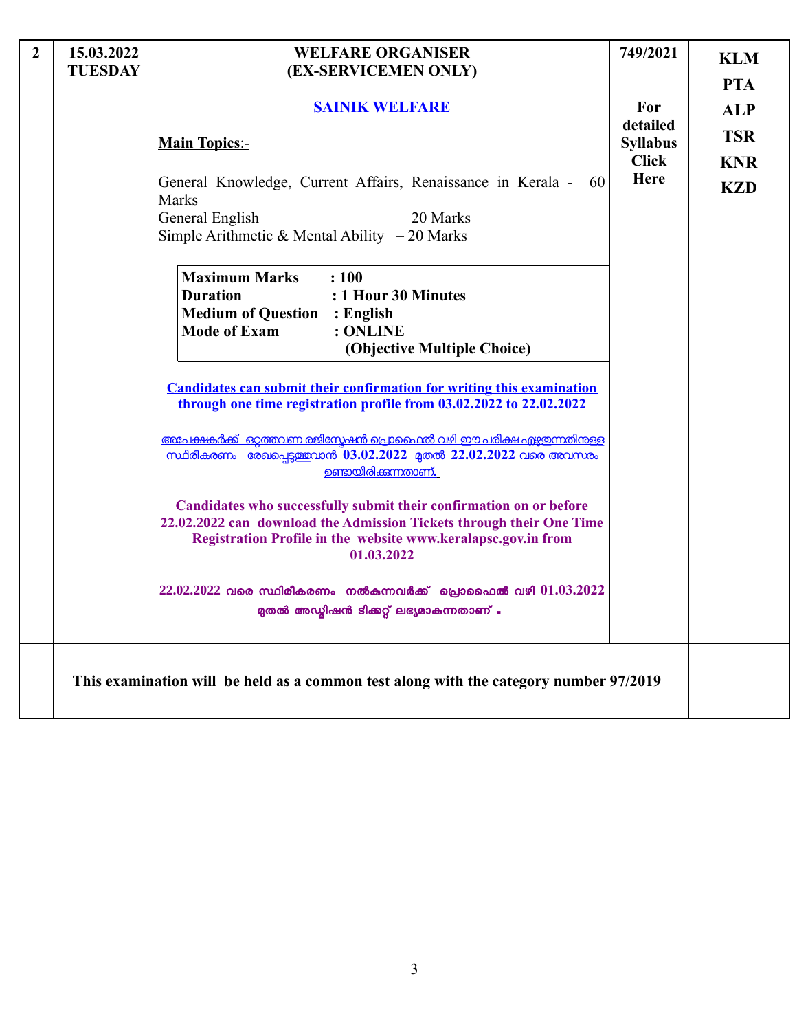| 2 | 15.03.2022<br>TUESDAY | **WELFARE ORGANISER<br>(EX-SERVICEMEN ONLY)**<br><br>**SAINIK WELFARE**<br><br>**Main Topics**:-<br><br>General Knowledge, Current Affairs, Renaissance in Kerala - 60 Marks<br>General English – 20 Marks<br>Simple Arithmetic & Mental Ability – 20 Marks<br><br>**Maximum Marks : 100**<br>**Duration : 1 Hour 30 Minutes**<br>**Medium of Question : English**<br>**Mode of Exam : ONLINE (Objective Multiple Choice)**<br><br>**Candidates can submit their confirmation for writing this examination through one time registration profile from 03.02.2022 to 22.02.2022**<br><br>അപേക്ഷകർക്ക് ഒറ്റത്തവണ രജിസ്ട്രേഷൻ പ്രൊഫൈൽ വഴി ഈ പരീക്ഷ എഴുതുന്നതിനുള്ള സ്ഥിരീകരണം രേഖപ്പെടുത്തുവാൻ 03.02.2022 മുതൽ 22.02.2022 വരെ അവസരം ഉണ്ടായിരിക്കുന്നതാണ്.<br><br>**Candidates who successfully submit their confirmation on or before 22.02.2022 can download the Admission Tickets through their One Time Registration Profile in the website www.keralapsc.gov.in from 01.03.2022**<br><br>22.02.2022 വരെ സ്ഥിരീകരണം നൽകുന്നവർക്ക് പ്രൊഫൈൽ വഴി 01.03.2022 മുതൽ അഡ്മിഷൻ ടിക്കറ്റ് ലഭ്യമാകുന്നതാണ്. | 749/2021<br><br>For detailed Syllabus Click Here | KLM<br>PTA<br>ALP<br>TSR<br>KNR<br>KZD |
|---|---|---|---|---|
| | **This examination will be held as a common test along with the category number 97/2019** | | | |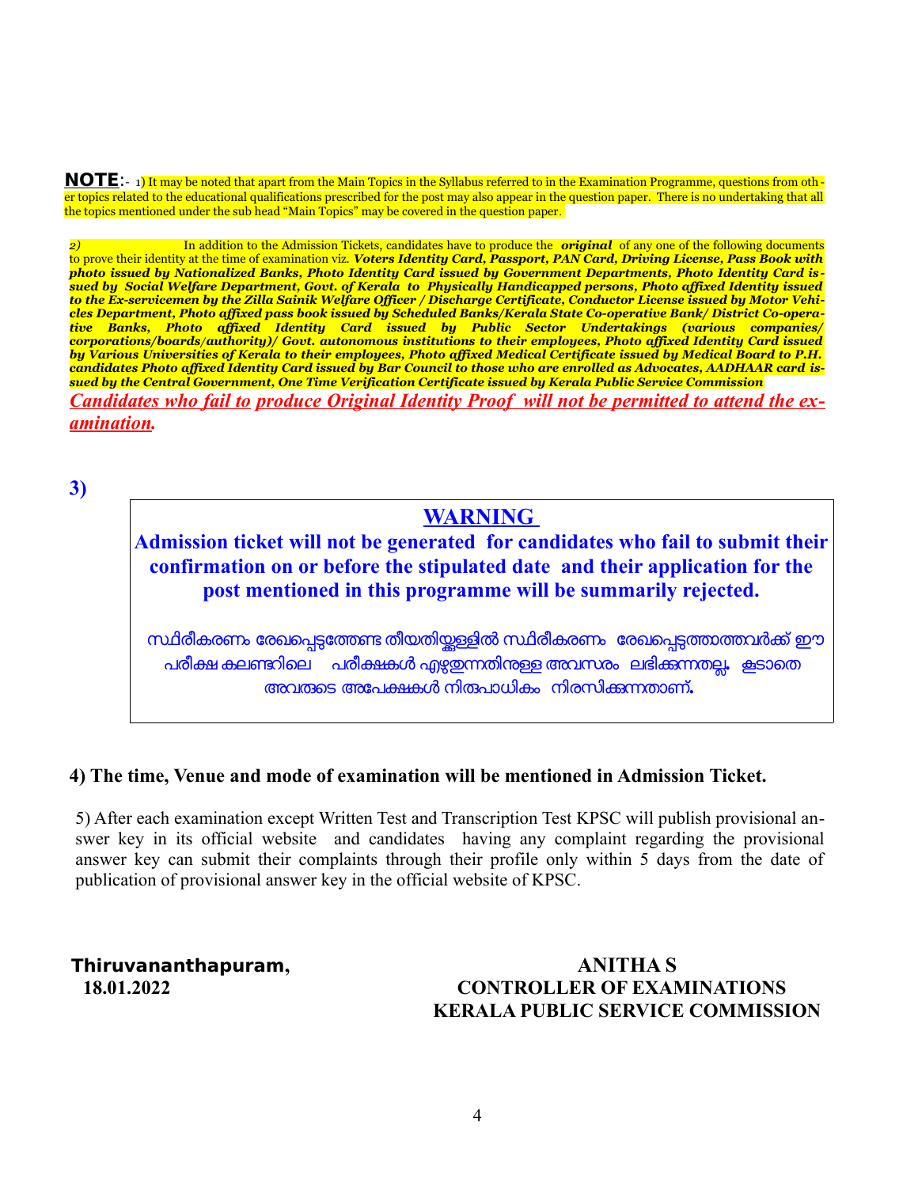**NOTE**:- 1) It may be noted that apart from the Main Topics in the Syllabus referred to in the Examination Programme, questions from other topics related to the educational qualifications prescribed for the post may also appear in the question paper. There is no undertaking that all the topics mentioned under the sub head "Main Topics" may be covered in the question paper.

*2)* In addition to the Admission Tickets, candidates have to produce the ***original*** of any one of the following documents to prove their identity at the time of examination viz. ***Voters Identity Card, Passport, PAN Card, Driving License, Pass Book with photo issued by Nationalized Banks, Photo Identity Card issued by Government Departments, Photo Identity Card issued by Social Welfare Department, Govt. of Kerala to Physically Handicapped persons, Photo affixed Identity issued to the Ex-servicemen by the Zilla Sainik Welfare Officer / Discharge Certificate, Conductor License issued by Motor Vehicles Department, Photo affixed pass book issued by Scheduled Banks/Kerala State Co-operative Bank/ District Co-operative Banks, Photo affixed Identity Card issued by Public Sector Undertakings (various companies/ corporations/boards/authority)/ Govt. autonomous institutions to their employees, Photo affixed Identity Card issued by Various Universities of Kerala to their employees, Photo affixed Medical Certificate issued by Medical Board to P.H. candidates Photo affixed Identity Card issued by Bar Council to those who are enrolled as Advocates, AADHAAR card issued by the Central Government, One Time Verification Certificate issued by Kerala Public Service Commission***

***Candidates who fail to produce Original Identity Proof will not be permitted to attend the examination.***

**3)**

**WARNING**

**Admission ticket will not be generated for candidates who fail to submit their confirmation on or before the stipulated date and their application for the post mentioned in this programme will be summarily rejected.**

സ്ഥിരീകരണം രേഖപ്പെടുത്തേണ്ട തീയതിയ്ക്കുള്ളിൽ സ്ഥിരീകരണം രേഖപ്പെടുത്താത്തവർക്ക് ഈ പരീക്ഷ കലണ്ടറിലെ പരീക്ഷകൾ എഴുതുന്നതിനുള്ള അവസരം ലഭിക്കുന്നതല്ല. കൂടാതെ അവരുടെ അപേക്ഷകൾ നിരുപാധികം നിരസിക്കുന്നതാണ്.

**4) The time, Venue and mode of examination will be mentioned in Admission Ticket.**

5) After each examination except Written Test and Transcription Test KPSC will publish provisional answer key in its official website and candidates having any complaint regarding the provisional answer key can submit their complaints through their profile only within 5 days from the date of publication of provisional answer key in the official website of KPSC.

**Thiruvananthapuram,**
**18.01.2022**

**ANITHA S**
**CONTROLLER OF EXAMINATIONS**
**KERALA PUBLIC SERVICE COMMISSION**